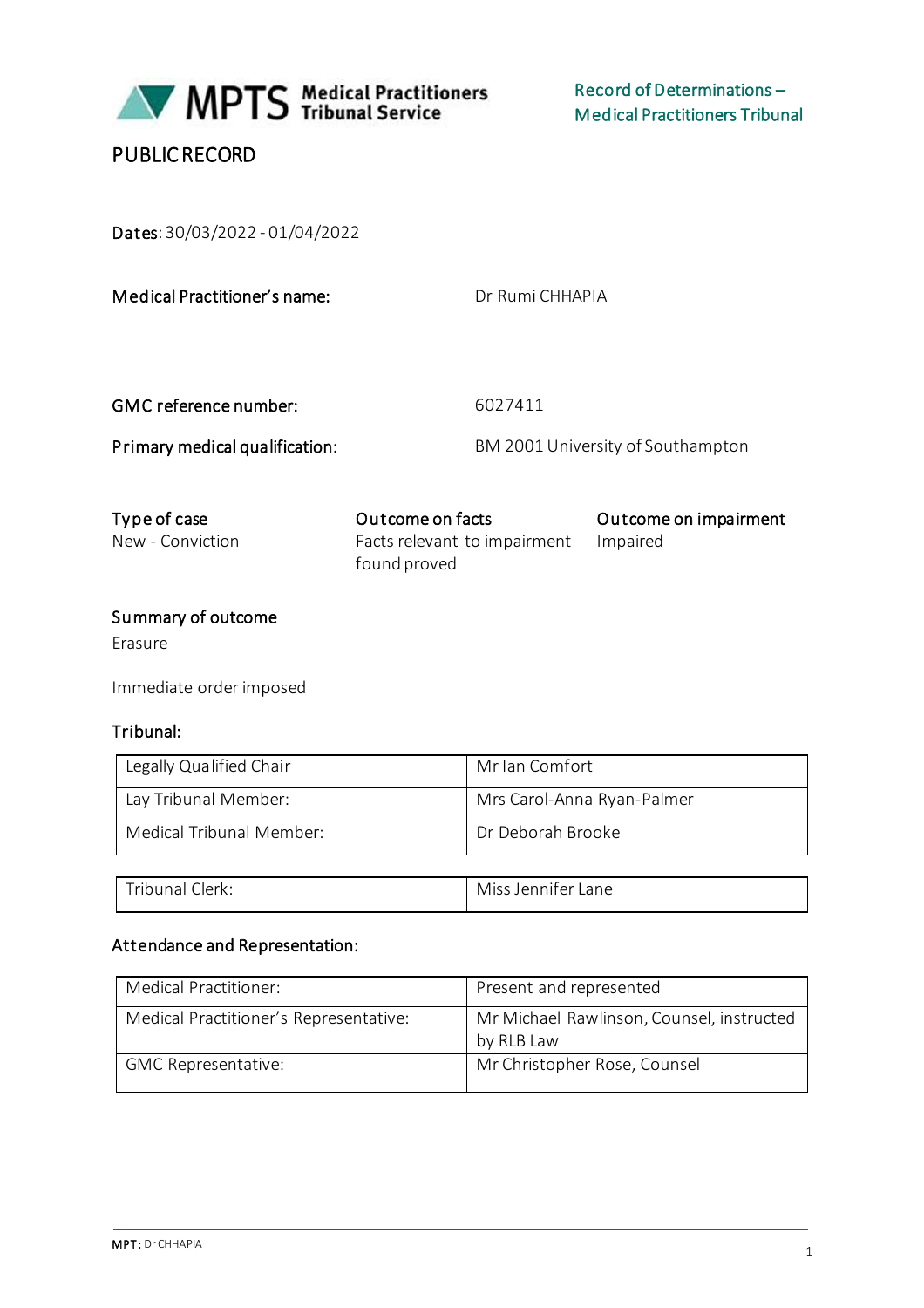MPTS Medical Practitioners Tribunal Service

Record of Determinations – Medical Practitioners Tribunal

# PUBLIC RECORD

**Dates:** 30/03/2022 - 01/04/2022

| | |
|---|---|
| **Medical Practitioner's name:** | Dr Rumi CHHAPIA |
| **GMC reference number:** | 6027411 |
| **Primary medical qualification:** | BM 2001 University of Southampton |

| Type of case | Outcome on facts | Outcome on impairment |
|---|---|---|
| New - Conviction | Facts relevant to impairment found proved | Impaired |

**Summary of outcome**

Erasure

Immediate order imposed

**Tribunal:**

| | |
|---|---|
| Legally Qualified Chair | Mr Ian Comfort |
| Lay Tribunal Member: | Mrs Carol-Anna Ryan-Palmer |
| Medical Tribunal Member: | Dr Deborah Brooke |

| | |
|---|---|
| Tribunal Clerk: | Miss Jennifer Lane |

**Attendance and Representation:**

| | |
|---|---|
| Medical Practitioner: | Present and represented |
| Medical Practitioner's Representative: | Mr Michael Rawlinson, Counsel, instructed by RLB Law |
| GMC Representative: | Mr Christopher Rose, Counsel |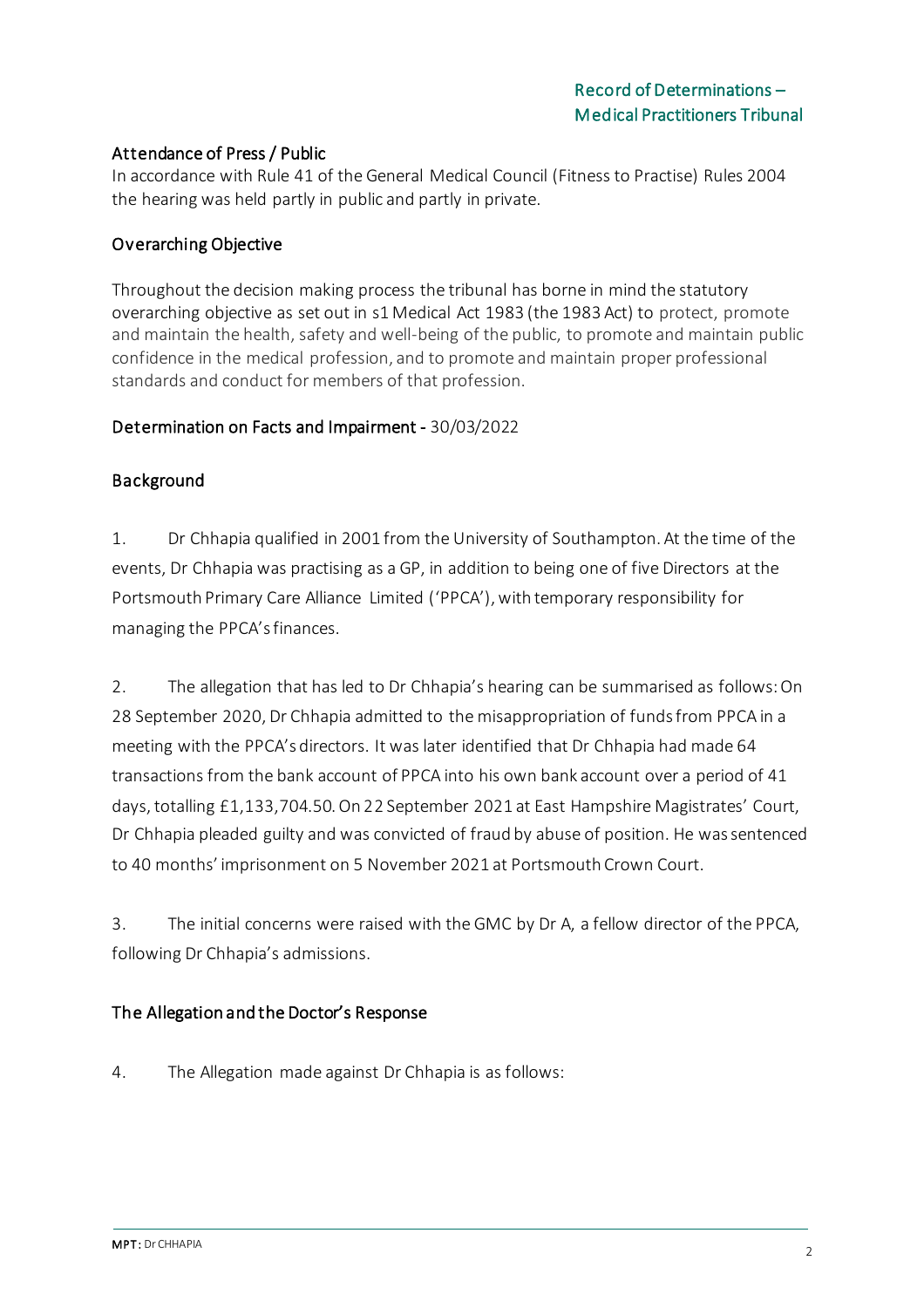## Attendance of Press / Public

In accordance with Rule 41 of the General Medical Council (Fitness to Practise) Rules 2004 the hearing was held partly in public and partly in private.

## Overarching Objective

Throughout the decision making process the tribunal has borne in mind the statutory overarching objective as set out in s1 Medical Act 1983 (the 1983 Act) to protect, promote and maintain the health, safety and well-being of the public, to promote and maintain public confidence in the medical profession, and to promote and maintain proper professional standards and conduct for members of that profession.

## Determination on Facts and Impairment - 30/03/2022

## Background

1. Dr Chhapia qualified in 2001 from the University of Southampton. At the time of the events, Dr Chhapia was practising as a GP, in addition to being one of five Directors at the Portsmouth Primary Care Alliance Limited ('PPCA'), with temporary responsibility for managing the PPCA's finances.

2. The allegation that has led to Dr Chhapia's hearing can be summarised as follows: On 28 September 2020, Dr Chhapia admitted to the misappropriation of funds from PPCA in a meeting with the PPCA's directors. It was later identified that Dr Chhapia had made 64 transactions from the bank account of PPCA into his own bank account over a period of 41 days, totalling £1,133,704.50. On 22 September 2021 at East Hampshire Magistrates' Court, Dr Chhapia pleaded guilty and was convicted of fraud by abuse of position. He was sentenced to 40 months' imprisonment on 5 November 2021 at Portsmouth Crown Court.

3. The initial concerns were raised with the GMC by Dr A, a fellow director of the PPCA, following Dr Chhapia's admissions.

## The Allegation and the Doctor's Response

4. The Allegation made against Dr Chhapia is as follows: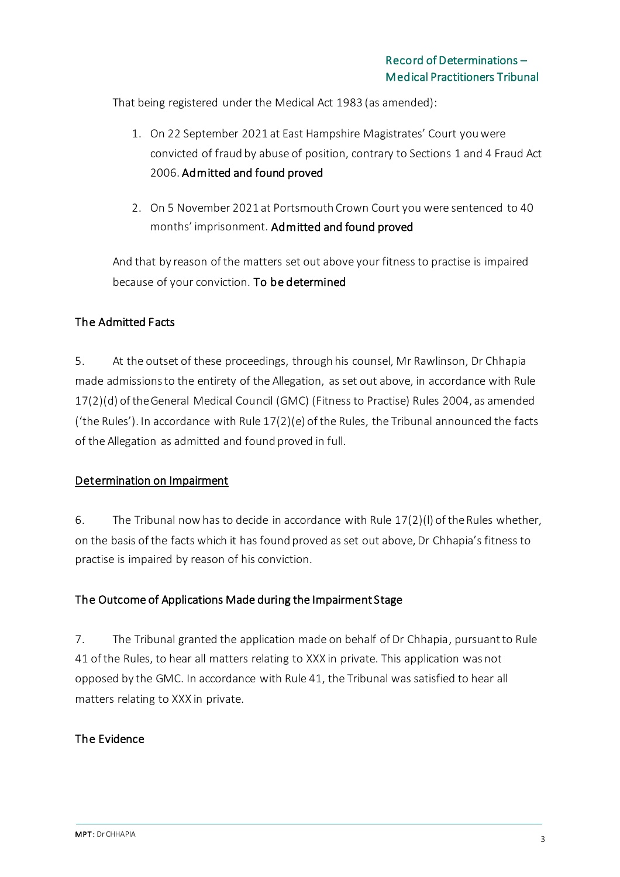That being registered under the Medical Act 1983 (as amended):

1. On 22 September 2021 at East Hampshire Magistrates' Court you were convicted of fraud by abuse of position, contrary to Sections 1 and 4 Fraud Act 2006. **Admitted and found proved**

2. On 5 November 2021 at Portsmouth Crown Court you were sentenced to 40 months' imprisonment. **Admitted and found proved**

And that by reason of the matters set out above your fitness to practise is impaired because of your conviction. **To be determined**

## The Admitted Facts

5. At the outset of these proceedings, through his counsel, Mr Rawlinson, Dr Chhapia made admissions to the entirety of the Allegation, as set out above, in accordance with Rule 17(2)(d) of the General Medical Council (GMC) (Fitness to Practise) Rules 2004, as amended ('the Rules'). In accordance with Rule 17(2)(e) of the Rules, the Tribunal announced the facts of the Allegation as admitted and found proved in full.

## Determination on Impairment

6. The Tribunal now has to decide in accordance with Rule 17(2)(l) of the Rules whether, on the basis of the facts which it has found proved as set out above, Dr Chhapia's fitness to practise is impaired by reason of his conviction.

## The Outcome of Applications Made during the Impairment Stage

7. The Tribunal granted the application made on behalf of Dr Chhapia, pursuant to Rule 41 of the Rules, to hear all matters relating to XXX in private. This application was not opposed by the GMC. In accordance with Rule 41, the Tribunal was satisfied to hear all matters relating to XXX in private.

## The Evidence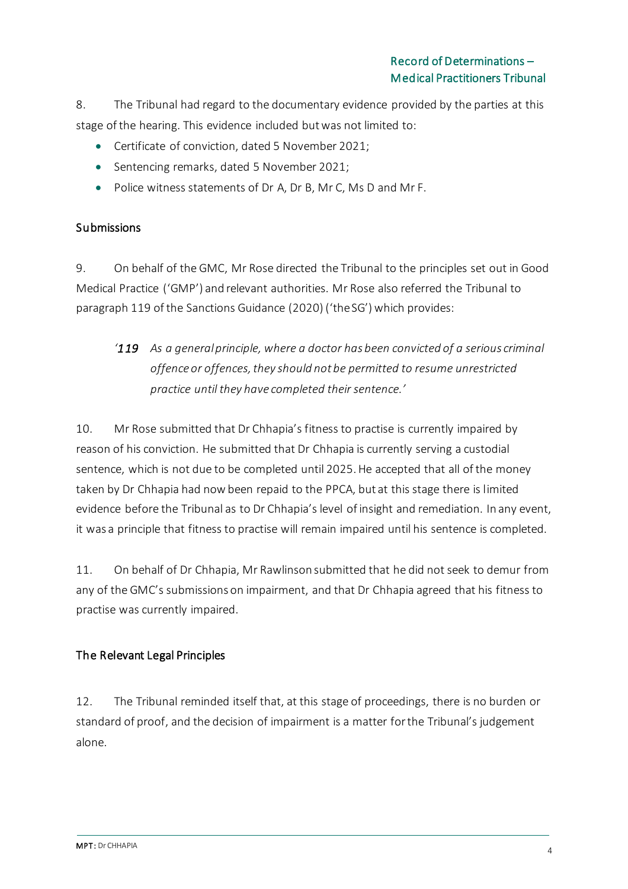8. The Tribunal had regard to the documentary evidence provided by the parties at this stage of the hearing. This evidence included but was not limited to:

- Certificate of conviction, dated 5 November 2021;
- Sentencing remarks, dated 5 November 2021;
- Police witness statements of Dr A, Dr B, Mr C, Ms D and Mr F.

## Submissions

9. On behalf of the GMC, Mr Rose directed the Tribunal to the principles set out in Good Medical Practice ('GMP') and relevant authorities. Mr Rose also referred the Tribunal to paragraph 119 of the Sanctions Guidance (2020) ('the SG') which provides:

> *'119 As a general principle, where a doctor has been convicted of a serious criminal offence or offences, they should not be permitted to resume unrestricted practice until they have completed their sentence.'*

10. Mr Rose submitted that Dr Chhapia's fitness to practise is currently impaired by reason of his conviction. He submitted that Dr Chhapia is currently serving a custodial sentence, which is not due to be completed until 2025. He accepted that all of the money taken by Dr Chhapia had now been repaid to the PPCA, but at this stage there is limited evidence before the Tribunal as to Dr Chhapia's level of insight and remediation. In any event, it was a principle that fitness to practise will remain impaired until his sentence is completed.

11. On behalf of Dr Chhapia, Mr Rawlinson submitted that he did not seek to demur from any of the GMC's submissions on impairment, and that Dr Chhapia agreed that his fitness to practise was currently impaired.

## The Relevant Legal Principles

12. The Tribunal reminded itself that, at this stage of proceedings, there is no burden or standard of proof, and the decision of impairment is a matter for the Tribunal's judgement alone.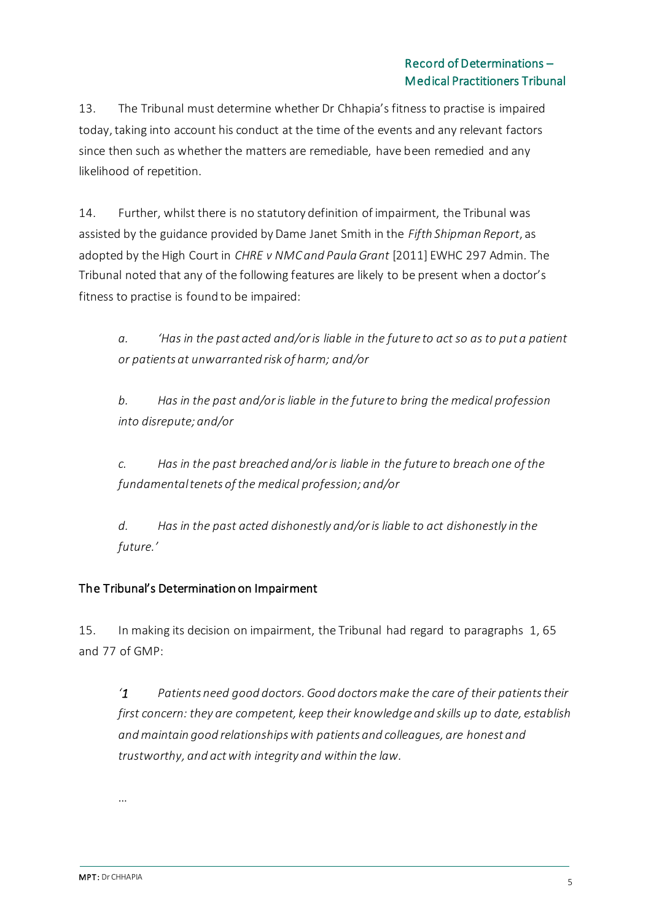13. The Tribunal must determine whether Dr Chhapia's fitness to practise is impaired today, taking into account his conduct at the time of the events and any relevant factors since then such as whether the matters are remediable, have been remedied and any likelihood of repetition.

14. Further, whilst there is no statutory definition of impairment, the Tribunal was assisted by the guidance provided by Dame Janet Smith in the *Fifth Shipman Report*, as adopted by the High Court in *CHRE v NMC and Paula Grant* [2011] EWHC 297 Admin. The Tribunal noted that any of the following features are likely to be present when a doctor's fitness to practise is found to be impaired:

> *a. 'Has in the past acted and/or is liable in the future to act so as to put a patient or patients at unwarranted risk of harm; and/or*
>
> *b. Has in the past and/or is liable in the future to bring the medical profession into disrepute; and/or*
>
> *c. Has in the past breached and/or is liable in the future to breach one of the fundamental tenets of the medical profession; and/or*
>
> *d. Has in the past acted dishonestly and/or is liable to act dishonestly in the future.'*

## The Tribunal's Determination on Impairment

15. In making its decision on impairment, the Tribunal had regard to paragraphs 1, 65 and 77 of GMP:

> *'1 Patients need good doctors. Good doctors make the care of their patients their first concern: they are competent, keep their knowledge and skills up to date, establish and maintain good relationships with patients and colleagues, are honest and trustworthy, and act with integrity and within the law.*
>
> ...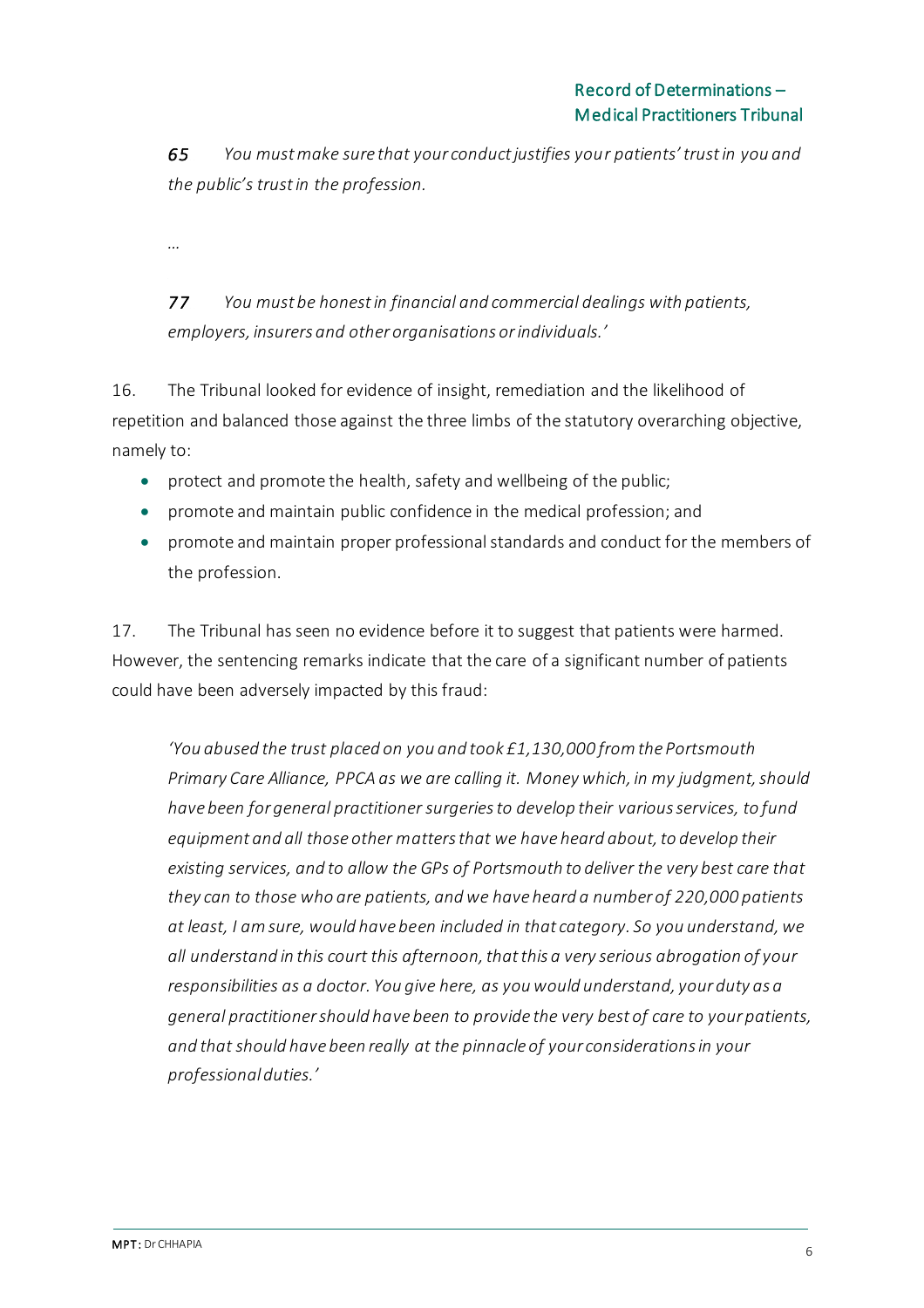*65 You must make sure that your conduct justifies your patients' trust in you and the public's trust in the profession.*

*...*

*77 You must be honest in financial and commercial dealings with patients, employers, insurers and other organisations or individuals.'*

16. The Tribunal looked for evidence of insight, remediation and the likelihood of repetition and balanced those against the three limbs of the statutory overarching objective, namely to:

- protect and promote the health, safety and wellbeing of the public;
- promote and maintain public confidence in the medical profession; and
- promote and maintain proper professional standards and conduct for the members of the profession.

17. The Tribunal has seen no evidence before it to suggest that patients were harmed. However, the sentencing remarks indicate that the care of a significant number of patients could have been adversely impacted by this fraud:

> *'You abused the trust placed on you and took £1,130,000 from the Portsmouth Primary Care Alliance, PPCA as we are calling it. Money which, in my judgment, should have been for general practitioner surgeries to develop their various services, to fund equipment and all those other matters that we have heard about, to develop their existing services, and to allow the GPs of Portsmouth to deliver the very best care that they can to those who are patients, and we have heard a number of 220,000 patients at least, I am sure, would have been included in that category. So you understand, we all understand in this court this afternoon, that this a very serious abrogation of your responsibilities as a doctor. You give here, as you would understand, your duty as a general practitioner should have been to provide the very best of care to your patients, and that should have been really at the pinnacle of your considerations in your professional duties.'*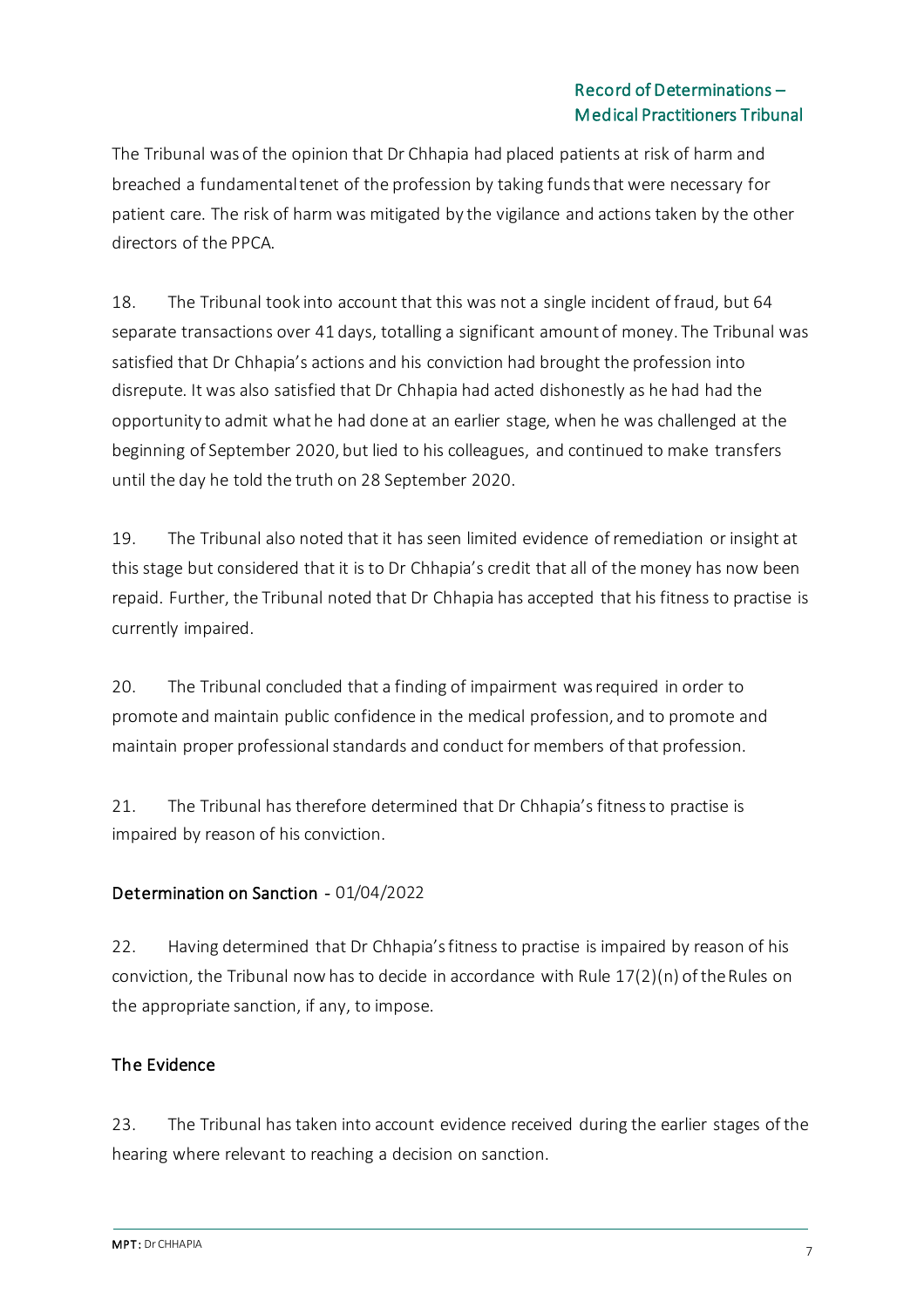The Tribunal was of the opinion that Dr Chhapia had placed patients at risk of harm and breached a fundamental tenet of the profession by taking funds that were necessary for patient care. The risk of harm was mitigated by the vigilance and actions taken by the other directors of the PPCA.

18. The Tribunal took into account that this was not a single incident of fraud, but 64 separate transactions over 41 days, totalling a significant amount of money. The Tribunal was satisfied that Dr Chhapia's actions and his conviction had brought the profession into disrepute. It was also satisfied that Dr Chhapia had acted dishonestly as he had had the opportunity to admit what he had done at an earlier stage, when he was challenged at the beginning of September 2020, but lied to his colleagues, and continued to make transfers until the day he told the truth on 28 September 2020.

19. The Tribunal also noted that it has seen limited evidence of remediation or insight at this stage but considered that it is to Dr Chhapia's credit that all of the money has now been repaid. Further, the Tribunal noted that Dr Chhapia has accepted that his fitness to practise is currently impaired.

20. The Tribunal concluded that a finding of impairment was required in order to promote and maintain public confidence in the medical profession, and to promote and maintain proper professional standards and conduct for members of that profession.

21. The Tribunal has therefore determined that Dr Chhapia's fitness to practise is impaired by reason of his conviction.

## Determination on Sanction - 01/04/2022

22. Having determined that Dr Chhapia's fitness to practise is impaired by reason of his conviction, the Tribunal now has to decide in accordance with Rule 17(2)(n) of the Rules on the appropriate sanction, if any, to impose.

### The Evidence

23. The Tribunal has taken into account evidence received during the earlier stages of the hearing where relevant to reaching a decision on sanction.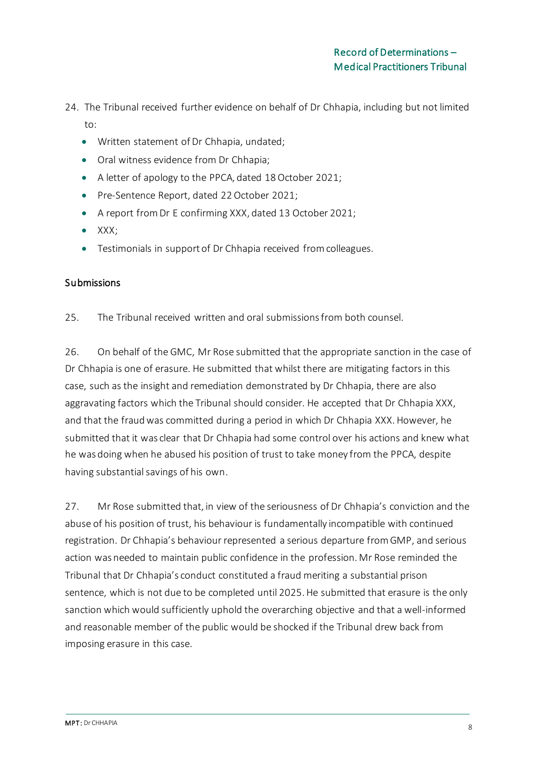24. The Tribunal received further evidence on behalf of Dr Chhapia, including but not limited to:

    - Written statement of Dr Chhapia, undated;
    - Oral witness evidence from Dr Chhapia;
    - A letter of apology to the PPCA, dated 18 October 2021;
    - Pre-Sentence Report, dated 22 October 2021;
    - A report from Dr E confirming XXX, dated 13 October 2021;
    - XXX;
    - Testimonials in support of Dr Chhapia received from colleagues.

## Submissions

25. The Tribunal received written and oral submissions from both counsel.

26. On behalf of the GMC, Mr Rose submitted that the appropriate sanction in the case of Dr Chhapia is one of erasure. He submitted that whilst there are mitigating factors in this case, such as the insight and remediation demonstrated by Dr Chhapia, there are also aggravating factors which the Tribunal should consider. He accepted that Dr Chhapia XXX, and that the fraud was committed during a period in which Dr Chhapia XXX. However, he submitted that it was clear that Dr Chhapia had some control over his actions and knew what he was doing when he abused his position of trust to take money from the PPCA, despite having substantial savings of his own.

27. Mr Rose submitted that, in view of the seriousness of Dr Chhapia's conviction and the abuse of his position of trust, his behaviour is fundamentally incompatible with continued registration. Dr Chhapia's behaviour represented a serious departure from GMP, and serious action was needed to maintain public confidence in the profession. Mr Rose reminded the Tribunal that Dr Chhapia's conduct constituted a fraud meriting a substantial prison sentence, which is not due to be completed until 2025. He submitted that erasure is the only sanction which would sufficiently uphold the overarching objective and that a well-informed and reasonable member of the public would be shocked if the Tribunal drew back from imposing erasure in this case.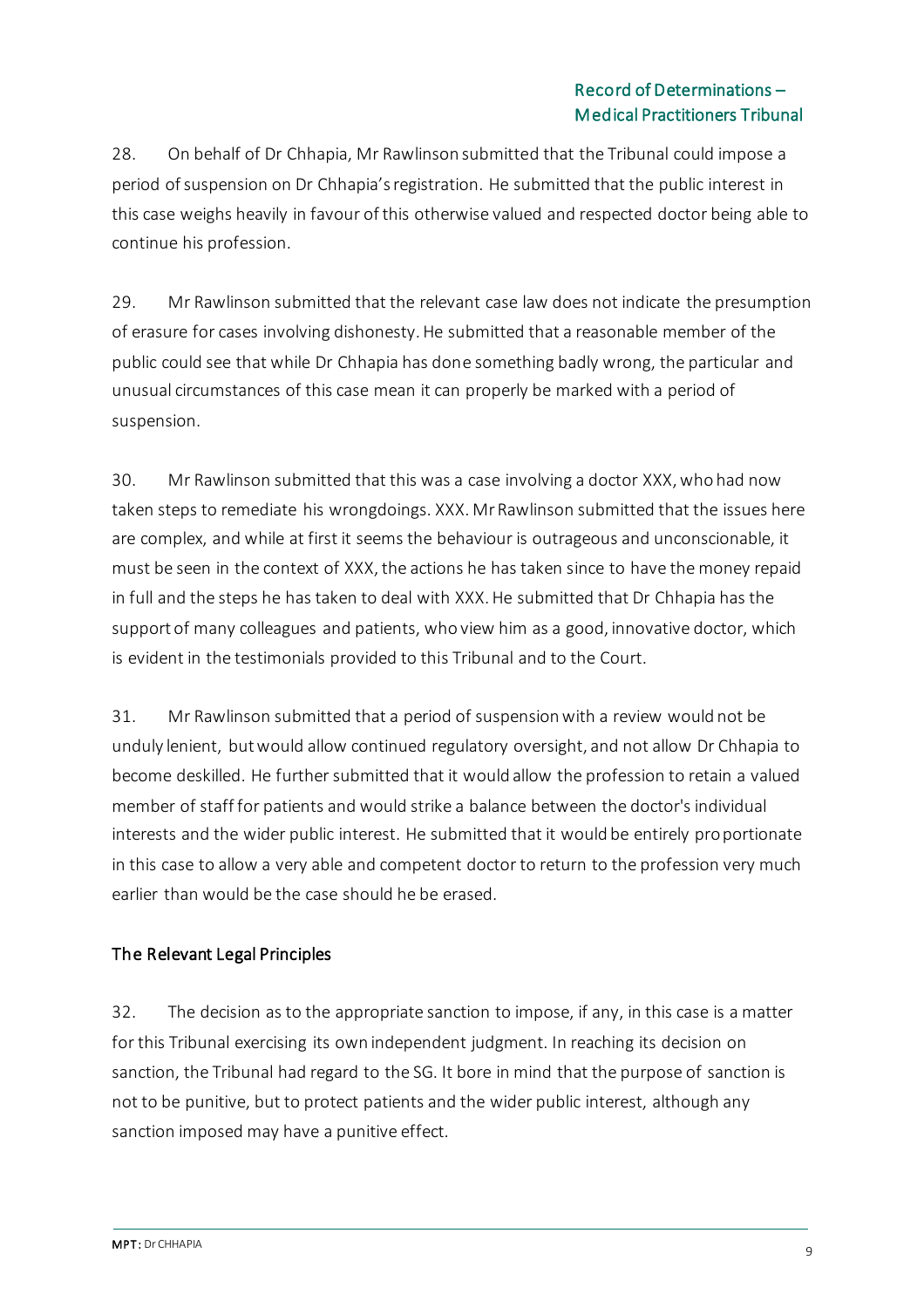28. On behalf of Dr Chhapia, Mr Rawlinson submitted that the Tribunal could impose a period of suspension on Dr Chhapia's registration. He submitted that the public interest in this case weighs heavily in favour of this otherwise valued and respected doctor being able to continue his profession.

29. Mr Rawlinson submitted that the relevant case law does not indicate the presumption of erasure for cases involving dishonesty. He submitted that a reasonable member of the public could see that while Dr Chhapia has done something badly wrong, the particular and unusual circumstances of this case mean it can properly be marked with a period of suspension.

30. Mr Rawlinson submitted that this was a case involving a doctor XXX, who had now taken steps to remediate his wrongdoings. XXX. Mr Rawlinson submitted that the issues here are complex, and while at first it seems the behaviour is outrageous and unconscionable, it must be seen in the context of XXX, the actions he has taken since to have the money repaid in full and the steps he has taken to deal with XXX. He submitted that Dr Chhapia has the support of many colleagues and patients, who view him as a good, innovative doctor, which is evident in the testimonials provided to this Tribunal and to the Court.

31. Mr Rawlinson submitted that a period of suspension with a review would not be unduly lenient, but would allow continued regulatory oversight, and not allow Dr Chhapia to become deskilled. He further submitted that it would allow the profession to retain a valued member of staff for patients and would strike a balance between the doctor's individual interests and the wider public interest. He submitted that it would be entirely proportionate in this case to allow a very able and competent doctor to return to the profession very much earlier than would be the case should he be erased.

## The Relevant Legal Principles

32. The decision as to the appropriate sanction to impose, if any, in this case is a matter for this Tribunal exercising its own independent judgment. In reaching its decision on sanction, the Tribunal had regard to the SG. It bore in mind that the purpose of sanction is not to be punitive, but to protect patients and the wider public interest, although any sanction imposed may have a punitive effect.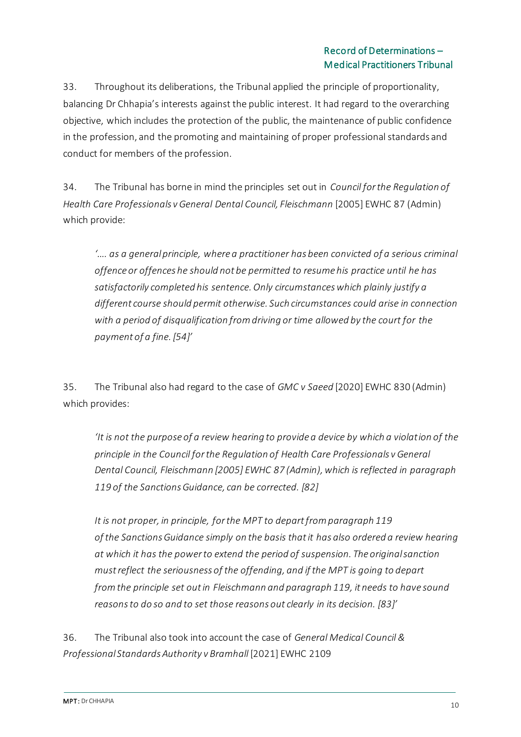33. Throughout its deliberations, the Tribunal applied the principle of proportionality, balancing Dr Chhapia's interests against the public interest. It had regard to the overarching objective, which includes the protection of the public, the maintenance of public confidence in the profession, and the promoting and maintaining of proper professional standards and conduct for members of the profession.

34. The Tribunal has borne in mind the principles set out in *Council for the Regulation of Health Care Professionals v General Dental Council, Fleischmann* [2005] EWHC 87 (Admin) which provide:

> *'…. as a general principle, where a practitioner has been convicted of a serious criminal offence or offences he should not be permitted to resume his practice until he has satisfactorily completed his sentence. Only circumstances which plainly justify a different course should permit otherwise. Such circumstances could arise in connection with a period of disqualification from driving or time allowed by the court for the payment of a fine. [54]'*

35. The Tribunal also had regard to the case of *GMC v Saeed* [2020] EWHC 830 (Admin) which provides:

> *'It is not the purpose of a review hearing to provide a device by which a violation of the principle in the Council for the Regulation of Health Care Professionals v General Dental Council, Fleischmann [2005] EWHC 87 (Admin), which is reflected in paragraph 119 of the Sanctions Guidance, can be corrected. [82]*
>
> *It is not proper, in principle, for the MPT to depart from paragraph 119 of the Sanctions Guidance simply on the basis that it has also ordered a review hearing at which it has the power to extend the period of suspension. The original sanction must reflect the seriousness of the offending, and if the MPT is going to depart from the principle set out in Fleischmann and paragraph 119, it needs to have sound reasons to do so and to set those reasons out clearly in its decision. [83]'*

36. The Tribunal also took into account the case of *General Medical Council & Professional Standards Authority v Bramhall* [2021] EWHC 2109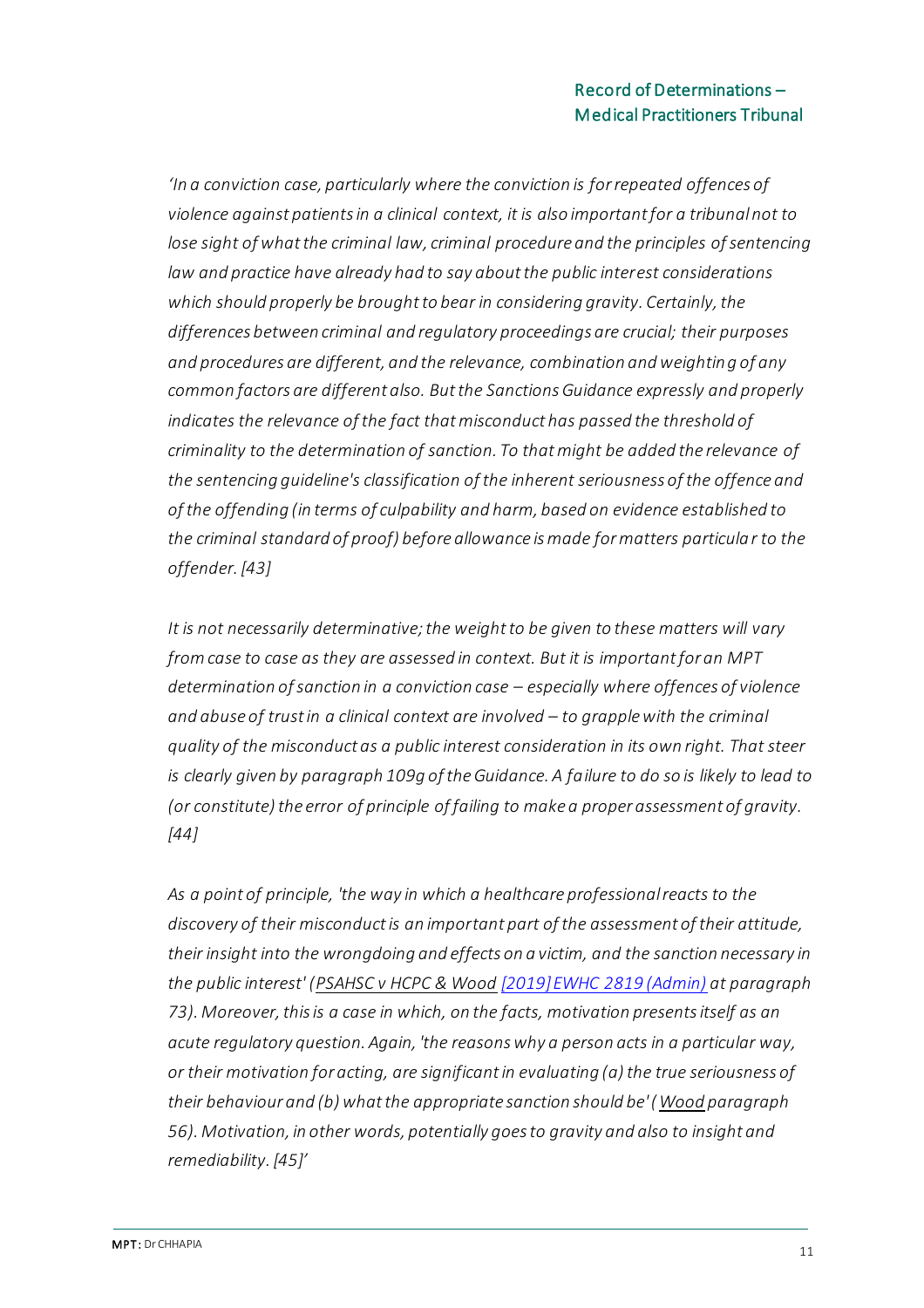*'In a conviction case, particularly where the conviction is for repeated offences of violence against patients in a clinical context, it is also important for a tribunal not to lose sight of what the criminal law, criminal procedure and the principles of sentencing law and practice have already had to say about the public interest considerations which should properly be brought to bear in considering gravity. Certainly, the differences between criminal and regulatory proceedings are crucial; their purposes and procedures are different, and the relevance, combination and weighting of any common factors are different also. But the Sanctions Guidance expressly and properly indicates the relevance of the fact that misconduct has passed the threshold of criminality to the determination of sanction. To that might be added the relevance of the sentencing guideline's classification of the inherent seriousness of the offence and of the offending (in terms of culpability and harm, based on evidence established to the criminal standard of proof) before allowance is made for matters particular to the offender. [43]*

*It is not necessarily determinative; the weight to be given to these matters will vary from case to case as they are assessed in context. But it is important for an MPT determination of sanction in a conviction case – especially where offences of violence and abuse of trust in a clinical context are involved – to grapple with the criminal quality of the misconduct as a public interest consideration in its own right. That steer is clearly given by paragraph 109g of the Guidance. A failure to do so is likely to lead to (or constitute) the error of principle of failing to make a proper assessment of gravity. [44]*

*As a point of principle, 'the way in which a healthcare professional reacts to the discovery of their misconduct is an important part of the assessment of their attitude, their insight into the wrongdoing and effects on a victim, and the sanction necessary in the public interest' (PSAHSC v HCPC & Wood [2019] EWHC 2819 (Admin) at paragraph 73). Moreover, this is a case in which, on the facts, motivation presents itself as an acute regulatory question. Again, 'the reasons why a person acts in a particular way, or their motivation for acting, are significant in evaluating (a) the true seriousness of their behaviour and (b) what the appropriate sanction should be' (Wood paragraph 56). Motivation, in other words, potentially goes to gravity and also to insight and remediability. [45]'*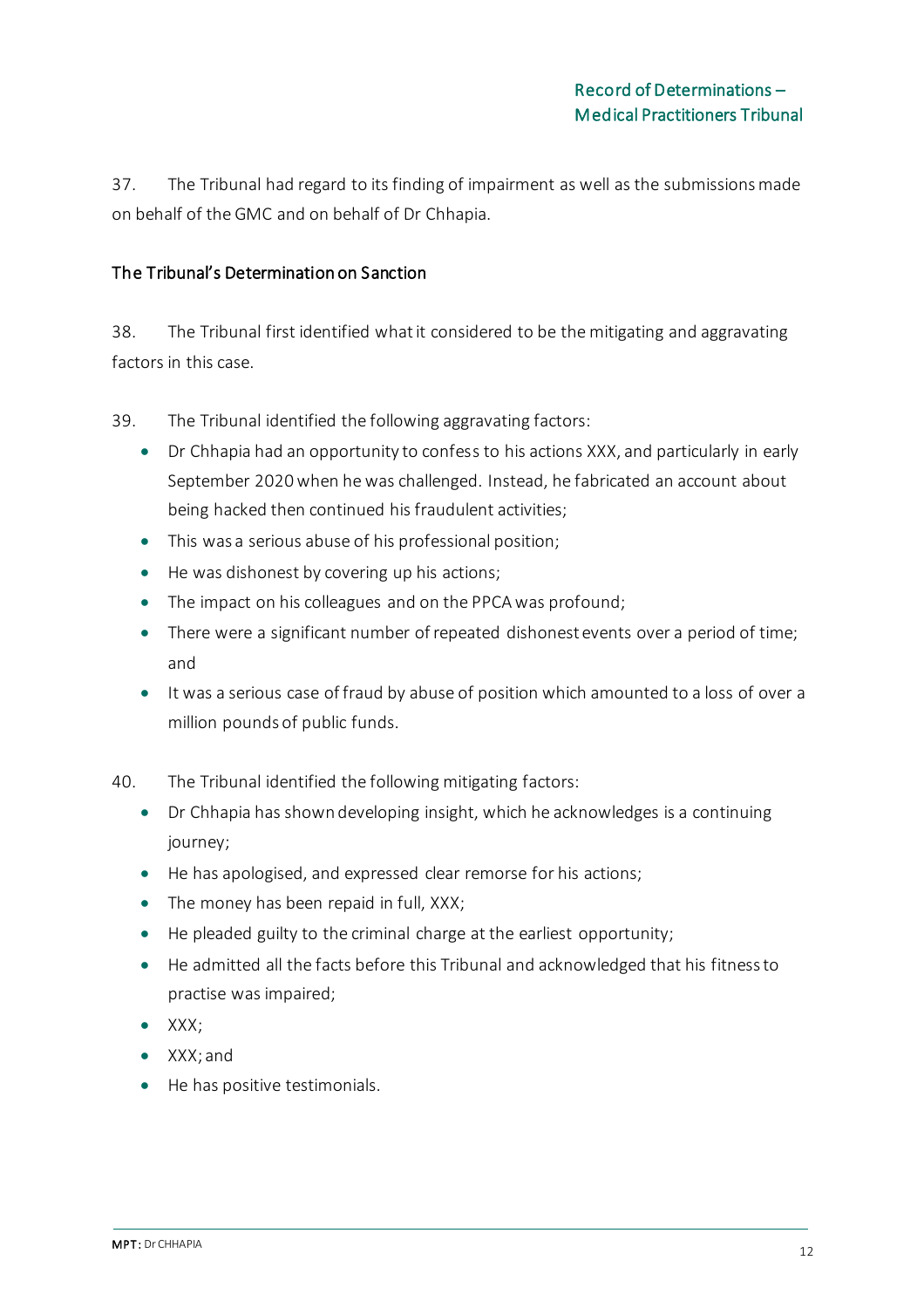37. The Tribunal had regard to its finding of impairment as well as the submissions made on behalf of the GMC and on behalf of Dr Chhapia.

## The Tribunal's Determination on Sanction

38. The Tribunal first identified what it considered to be the mitigating and aggravating factors in this case.

39. The Tribunal identified the following aggravating factors:

- Dr Chhapia had an opportunity to confess to his actions XXX, and particularly in early September 2020 when he was challenged. Instead, he fabricated an account about being hacked then continued his fraudulent activities;
- This was a serious abuse of his professional position;
- He was dishonest by covering up his actions;
- The impact on his colleagues and on the PPCA was profound;
- There were a significant number of repeated dishonest events over a period of time; and
- It was a serious case of fraud by abuse of position which amounted to a loss of over a million pounds of public funds.

40. The Tribunal identified the following mitigating factors:

- Dr Chhapia has shown developing insight, which he acknowledges is a continuing journey;
- He has apologised, and expressed clear remorse for his actions;
- The money has been repaid in full, XXX;
- He pleaded guilty to the criminal charge at the earliest opportunity;
- He admitted all the facts before this Tribunal and acknowledged that his fitness to practise was impaired;
- XXX;
- XXX; and
- He has positive testimonials.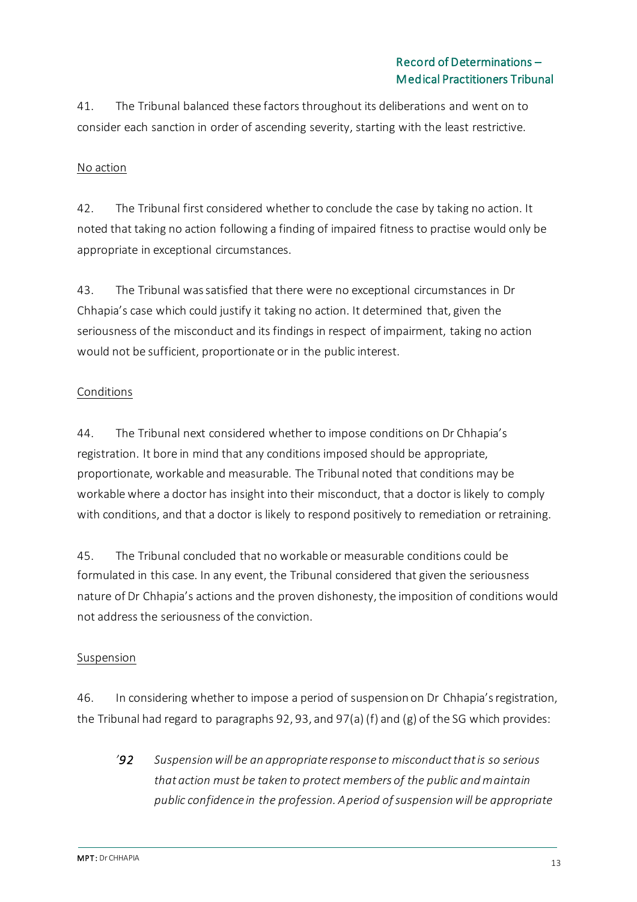41. The Tribunal balanced these factors throughout its deliberations and went on to consider each sanction in order of ascending severity, starting with the least restrictive.

No action

42. The Tribunal first considered whether to conclude the case by taking no action. It noted that taking no action following a finding of impaired fitness to practise would only be appropriate in exceptional circumstances.

43. The Tribunal was satisfied that there were no exceptional circumstances in Dr Chhapia's case which could justify it taking no action. It determined that, given the seriousness of the misconduct and its findings in respect of impairment, taking no action would not be sufficient, proportionate or in the public interest.

Conditions

44. The Tribunal next considered whether to impose conditions on Dr Chhapia's registration. It bore in mind that any conditions imposed should be appropriate, proportionate, workable and measurable. The Tribunal noted that conditions may be workable where a doctor has insight into their misconduct, that a doctor is likely to comply with conditions, and that a doctor is likely to respond positively to remediation or retraining.

45. The Tribunal concluded that no workable or measurable conditions could be formulated in this case. In any event, the Tribunal considered that given the seriousness nature of Dr Chhapia's actions and the proven dishonesty, the imposition of conditions would not address the seriousness of the conviction.

Suspension

46. In considering whether to impose a period of suspension on Dr Chhapia's registration, the Tribunal had regard to paragraphs 92, 93, and 97(a) (f) and (g) of the SG which provides:

> *'92 Suspension will be an appropriate response to misconduct that is so serious that action must be taken to protect members of the public and maintain public confidence in the profession. A period of suspension will be appropriate*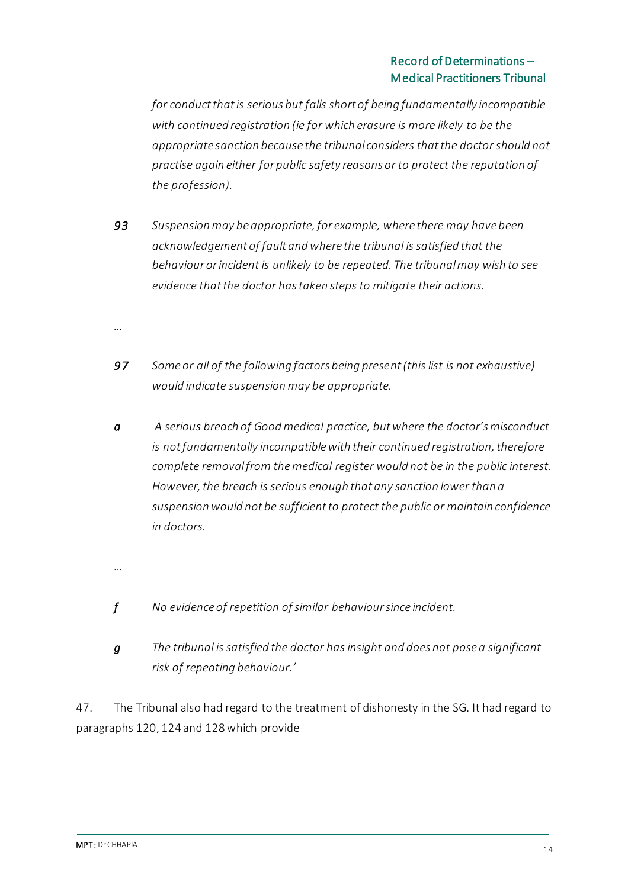*for conduct that is serious but falls short of being fundamentally incompatible with continued registration (ie for which erasure is more likely to be the appropriate sanction because the tribunal considers that the doctor should not practise again either for public safety reasons or to protect the reputation of the profession).*

*93* *Suspension may be appropriate, for example, where there may have been acknowledgement of fault and where the tribunal is satisfied that the behaviour or incident is unlikely to be repeated. The tribunal may wish to see evidence that the doctor has taken steps to mitigate their actions.*

*…*

*97* *Some or all of the following factors being present (this list is not exhaustive) would indicate suspension may be appropriate.*

*a* *A serious breach of Good medical practice, but where the doctor's misconduct is not fundamentally incompatible with their continued registration, therefore complete removal from the medical register would not be in the public interest. However, the breach is serious enough that any sanction lower than a suspension would not be sufficient to protect the public or maintain confidence in doctors.*

*…*

*f* *No evidence of repetition of similar behaviour since incident.*

*g* *The tribunal is satisfied the doctor has insight and does not pose a significant risk of repeating behaviour.'*

47. The Tribunal also had regard to the treatment of dishonesty in the SG. It had regard to paragraphs 120, 124 and 128 which provide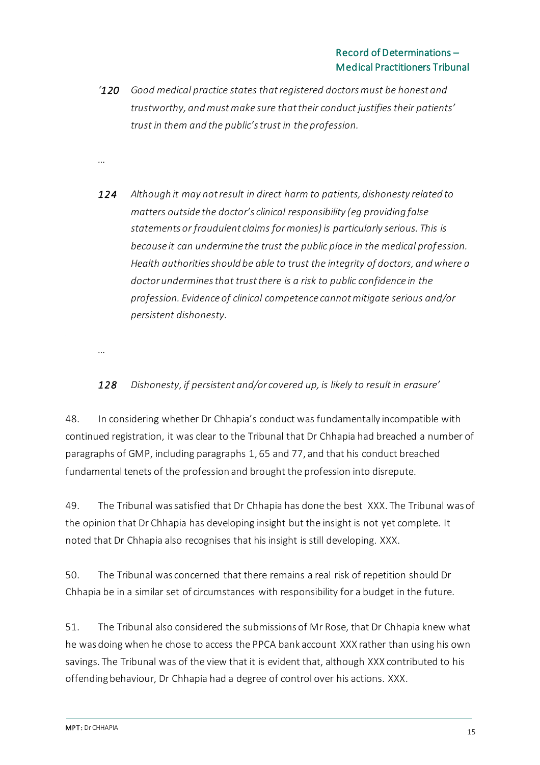*'120 Good medical practice states that registered doctors must be honest and trustworthy, and must make sure that their conduct justifies their patients' trust in them and the public's trust in the profession.*

*...*

*124 Although it may not result in direct harm to patients, dishonesty related to matters outside the doctor's clinical responsibility (eg providing false statements or fraudulent claims for monies) is particularly serious. This is because it can undermine the trust the public place in the medical profession. Health authorities should be able to trust the integrity of doctors, and where a doctor undermines that trust there is a risk to public confidence in the profession. Evidence of clinical competence cannot mitigate serious and/or persistent dishonesty.*

*...*

*128 Dishonesty, if persistent and/or covered up, is likely to result in erasure'*

48. In considering whether Dr Chhapia's conduct was fundamentally incompatible with continued registration, it was clear to the Tribunal that Dr Chhapia had breached a number of paragraphs of GMP, including paragraphs 1, 65 and 77, and that his conduct breached fundamental tenets of the profession and brought the profession into disrepute.

49. The Tribunal was satisfied that Dr Chhapia has done the best XXX. The Tribunal was of the opinion that Dr Chhapia has developing insight but the insight is not yet complete. It noted that Dr Chhapia also recognises that his insight is still developing. XXX.

50. The Tribunal was concerned that there remains a real risk of repetition should Dr Chhapia be in a similar set of circumstances with responsibility for a budget in the future.

51. The Tribunal also considered the submissions of Mr Rose, that Dr Chhapia knew what he was doing when he chose to access the PPCA bank account XXX rather than using his own savings. The Tribunal was of the view that it is evident that, although XXX contributed to his offending behaviour, Dr Chhapia had a degree of control over his actions. XXX.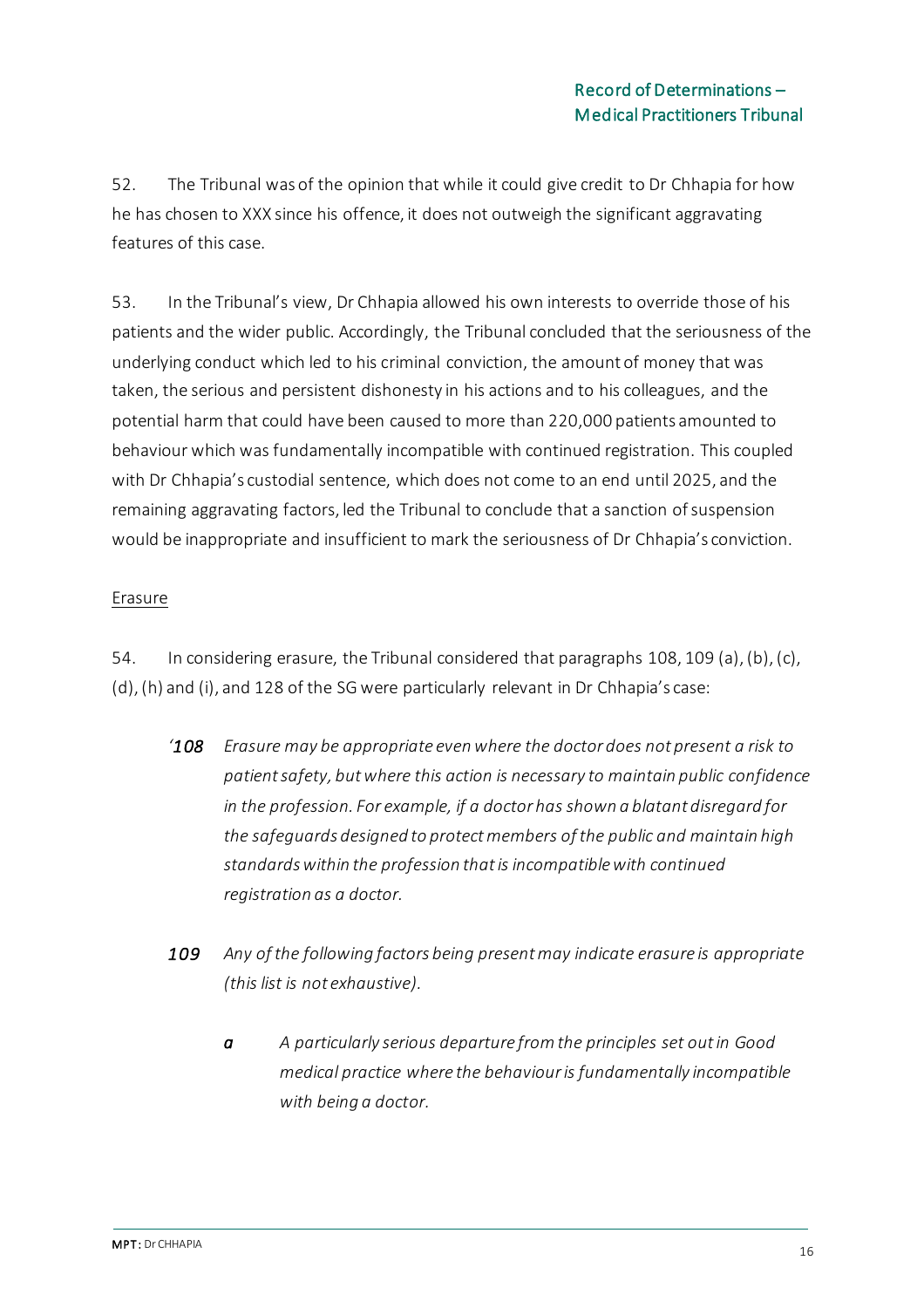52. The Tribunal was of the opinion that while it could give credit to Dr Chhapia for how he has chosen to XXX since his offence, it does not outweigh the significant aggravating features of this case.

53. In the Tribunal's view, Dr Chhapia allowed his own interests to override those of his patients and the wider public. Accordingly, the Tribunal concluded that the seriousness of the underlying conduct which led to his criminal conviction, the amount of money that was taken, the serious and persistent dishonesty in his actions and to his colleagues, and the potential harm that could have been caused to more than 220,000 patients amounted to behaviour which was fundamentally incompatible with continued registration. This coupled with Dr Chhapia's custodial sentence, which does not come to an end until 2025, and the remaining aggravating factors, led the Tribunal to conclude that a sanction of suspension would be inappropriate and insufficient to mark the seriousness of Dr Chhapia's conviction.

<u>Erasure</u>

54. In considering erasure, the Tribunal considered that paragraphs 108, 109 (a), (b), (c), (d), (h) and (i), and 128 of the SG were particularly relevant in Dr Chhapia's case:

> *'108 Erasure may be appropriate even where the doctor does not present a risk to patient safety, but where this action is necessary to maintain public confidence in the profession. For example, if a doctor has shown a blatant disregard for the safeguards designed to protect members of the public and maintain high standards within the profession that is incompatible with continued registration as a doctor.*
>
> ***109*** *Any of the following factors being present may indicate erasure is appropriate (this list is not exhaustive).*
>
> > ***a*** *A particularly serious departure from the principles set out in Good medical practice where the behaviour is fundamentally incompatible with being a doctor.*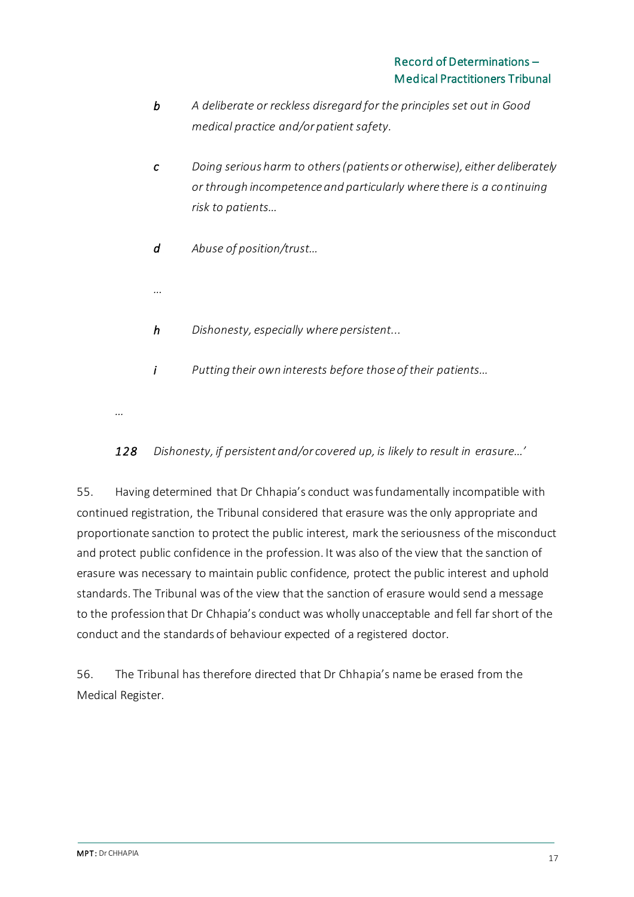*b* *A deliberate or reckless disregard for the principles set out in Good medical practice and/or patient safety.*

*c* *Doing serious harm to others (patients or otherwise), either deliberately or through incompetence and particularly where there is a continuing risk to patients…*

*d* *Abuse of position/trust…*

*…*

*h* *Dishonesty, especially where persistent...*

*i* *Putting their own interests before those of their patients…*

…

***128*** *Dishonesty, if persistent and/or covered up, is likely to result in erasure…'*

55. Having determined that Dr Chhapia's conduct was fundamentally incompatible with continued registration, the Tribunal considered that erasure was the only appropriate and proportionate sanction to protect the public interest, mark the seriousness of the misconduct and protect public confidence in the profession. It was also of the view that the sanction of erasure was necessary to maintain public confidence, protect the public interest and uphold standards. The Tribunal was of the view that the sanction of erasure would send a message to the profession that Dr Chhapia's conduct was wholly unacceptable and fell far short of the conduct and the standards of behaviour expected of a registered doctor.

56. The Tribunal has therefore directed that Dr Chhapia's name be erased from the Medical Register.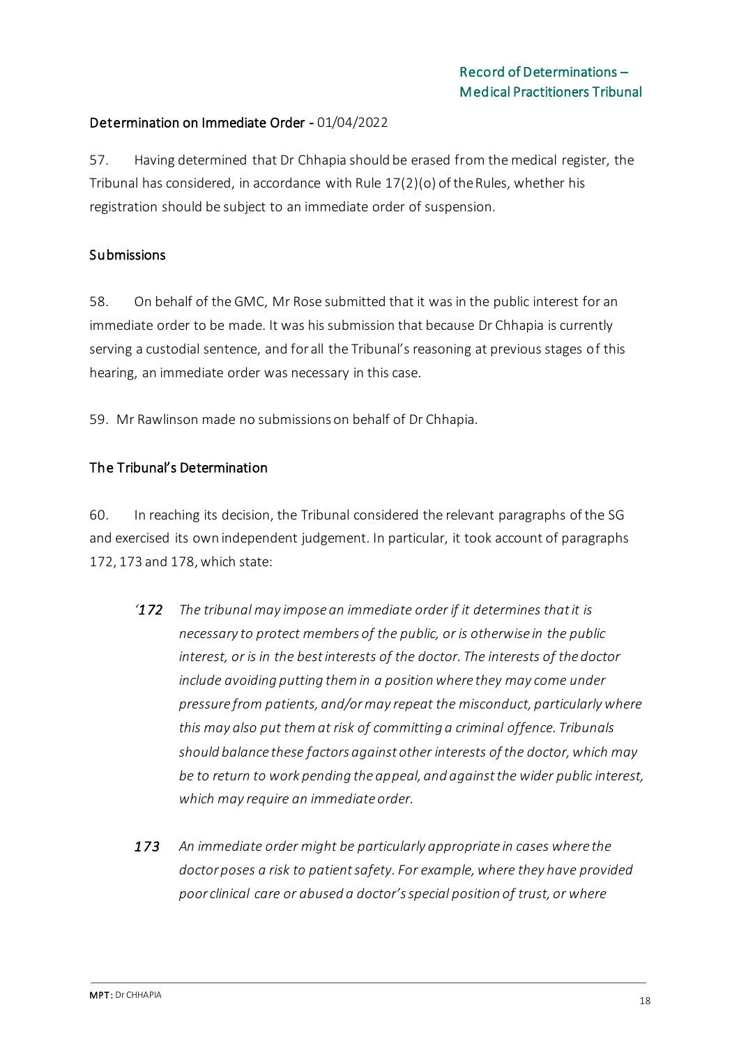## Determination on Immediate Order - 01/04/2022

57. Having determined that Dr Chhapia should be erased from the medical register, the Tribunal has considered, in accordance with Rule 17(2)(o) of the Rules, whether his registration should be subject to an immediate order of suspension.

### Submissions

58. On behalf of the GMC, Mr Rose submitted that it was in the public interest for an immediate order to be made. It was his submission that because Dr Chhapia is currently serving a custodial sentence, and for all the Tribunal's reasoning at previous stages of this hearing, an immediate order was necessary in this case.

59. Mr Rawlinson made no submissions on behalf of Dr Chhapia.

### The Tribunal's Determination

60. In reaching its decision, the Tribunal considered the relevant paragraphs of the SG and exercised its own independent judgement. In particular, it took account of paragraphs 172, 173 and 178, which state:

> *'172 The tribunal may impose an immediate order if it determines that it is necessary to protect members of the public, or is otherwise in the public interest, or is in the best interests of the doctor. The interests of the doctor include avoiding putting them in a position where they may come under pressure from patients, and/or may repeat the misconduct, particularly where this may also put them at risk of committing a criminal offence. Tribunals should balance these factors against other interests of the doctor, which may be to return to work pending the appeal, and against the wider public interest, which may require an immediate order.*
>
> *173 An immediate order might be particularly appropriate in cases where the doctor poses a risk to patient safety. For example, where they have provided poor clinical care or abused a doctor's special position of trust, or where*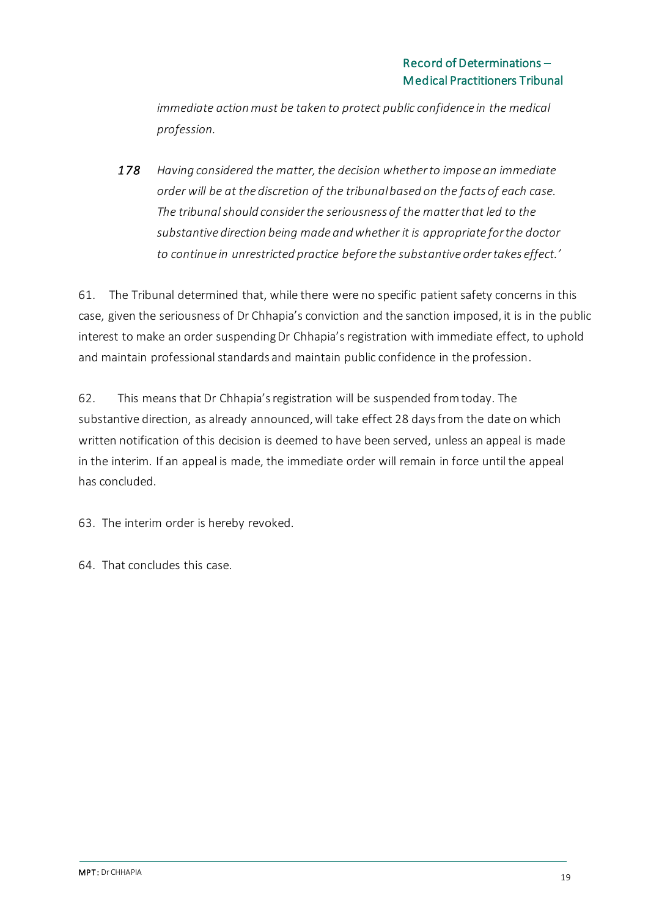*immediate action must be taken to protect public confidence in the medical profession.*

***178*** *Having considered the matter, the decision whether to impose an immediate order will be at the discretion of the tribunal based on the facts of each case. The tribunal should consider the seriousness of the matter that led to the substantive direction being made and whether it is appropriate for the doctor to continue in unrestricted practice before the substantive order takes effect.'*

61. The Tribunal determined that, while there were no specific patient safety concerns in this case, given the seriousness of Dr Chhapia's conviction and the sanction imposed, it is in the public interest to make an order suspending Dr Chhapia's registration with immediate effect, to uphold and maintain professional standards and maintain public confidence in the profession.

62. This means that Dr Chhapia's registration will be suspended from today. The substantive direction, as already announced, will take effect 28 days from the date on which written notification of this decision is deemed to have been served, unless an appeal is made in the interim. If an appeal is made, the immediate order will remain in force until the appeal has concluded.

63. The interim order is hereby revoked.

64. That concludes this case.